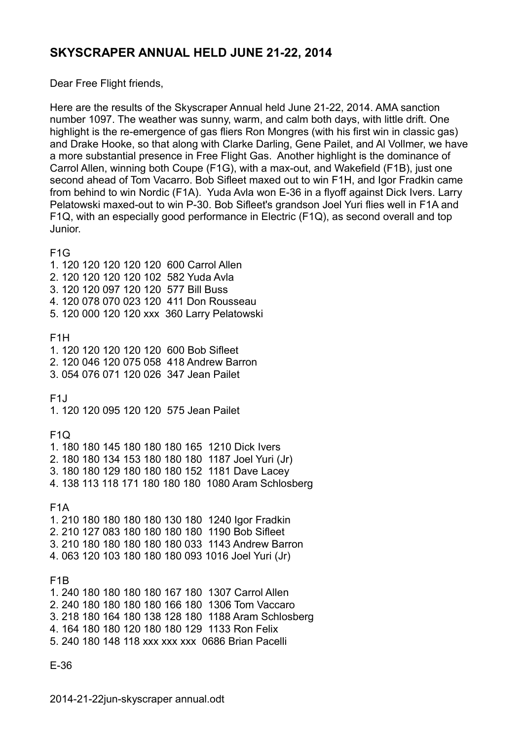## SKYSCRAPER ANNUAL HELD JUNE 21-22, 2014

Dear Free Flight friends,

Here are the results of the Skyscraper Annual held June 21-22, 2014. AMA sanction number 1097. The weather was sunny, warm, and calm both days, with little drift. One highlight is the re-emergence of gas fliers Ron Mongres (with his first win in classic gas) and Drake Hooke, so that along with Clarke Darling, Gene Pailet, and Al Vollmer, we have a more substantial presence in Free Flight Gas. Another highlight is the dominance of Carrol Allen, winning both Coupe (F1G), with a max-out, and Wakefield (F1B), just one second ahead of Tom Vacarro. Bob Sifleet maxed out to win F1H, and Igor Fradkin came from behind to win Nordic (F1A). Yuda Avla won E-36 in a flyoff against Dick Ivers. Larry Pelatowski maxed-out to win P-30. Bob Sifleet's grandson Joel Yuri flies well in F1A and F1Q, with an especially good performance in Electric (F1Q), as second overall and top Junior.

F1G

1. 120 120 120 120 120 600 Carrol Allen
2. 120 120 120 120 102 582 Yuda Avla
3. 120 120 097 120 120 577 Bill Buss
4. 120 078 070 023 120 411 Don Rousseau
5. 120 000 120 120 xxx 360 Larry Pelatowski

F1H

1. 120 120 120 120 120 600 Bob Sifleet
2. 120 046 120 075 058 418 Andrew Barron
3. 054 076 071 120 026 347 Jean Pailet

F1J

1. 120 120 095 120 120 575 Jean Pailet

F1Q

1. 180 180 145 180 180 180 165 1210 Dick Ivers
2. 180 180 134 153 180 180 180 1187 Joel Yuri (Jr)
3. 180 180 129 180 180 180 152 1181 Dave Lacey
4. 138 113 118 171 180 180 180 1080 Aram Schlosberg

F1A

1. 210 180 180 180 180 130 180 1240 Igor Fradkin
2. 210 127 083 180 180 180 180 1190 Bob Sifleet
3. 210 180 180 180 180 180 033 1143 Andrew Barron
4. 063 120 103 180 180 180 093 1016 Joel Yuri (Jr)

F1B

1. 240 180 180 180 180 167 180 1307 Carrol Allen
2. 240 180 180 180 180 166 180 1306 Tom Vaccaro
3. 218 180 164 180 138 128 180 1188 Aram Schlosberg
4. 164 180 180 120 180 180 129 1133 Ron Felix
5. 240 180 148 118 xxx xxx xxx 0686 Brian Pacelli

E-36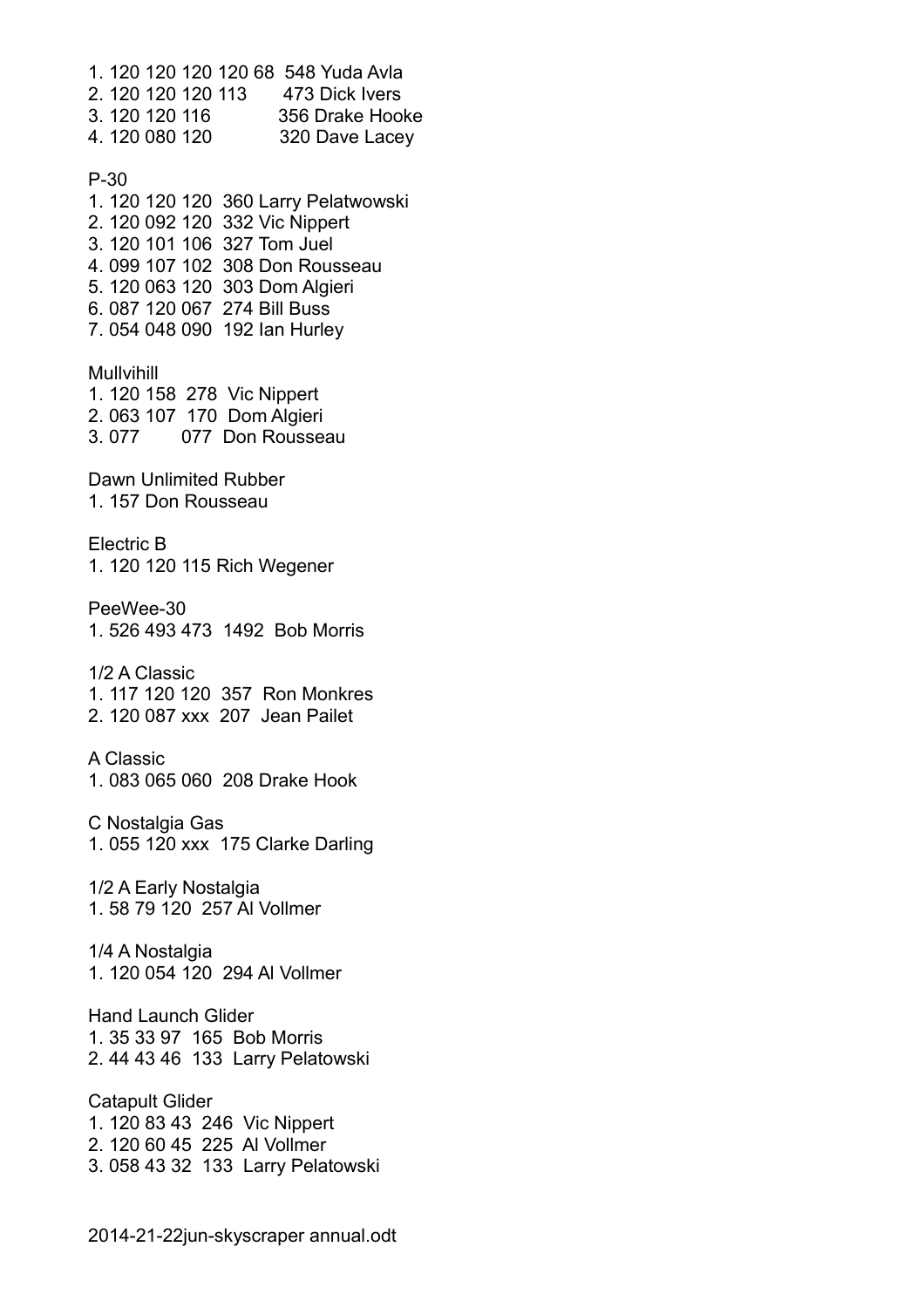1. 120 120 120 120 68  548 Yuda Avla
2. 120 120 120 113   473 Dick Ivers
3. 120 120 116   356 Drake Hooke
4. 120 080 120   320 Dave Lacey

P-30

1. 120 120 120  360 Larry Pelatwowski
2. 120 092 120  332 Vic Nippert
3. 120 101 106  327 Tom Juel
4. 099 107 102  308 Don Rousseau
5. 120 063 120  303 Dom Algieri
6. 087 120 067  274 Bill Buss
7. 054 048 090  192 Ian Hurley

Mullvihill

1. 120 158  278  Vic Nippert
2. 063 107  170  Dom Algieri
3. 077   077  Don Rousseau

Dawn Unlimited Rubber

1. 157 Don Rousseau

Electric B

1. 120 120 115 Rich Wegener

PeeWee-30

1. 526 493 473  1492  Bob Morris

1/2 A Classic

1. 117 120 120  357  Ron Monkres
2. 120 087 xxx  207  Jean Pailet

A Classic

1. 083 065 060  208 Drake Hook

C Nostalgia Gas

1. 055 120 xxx  175 Clarke Darling

1/2 A Early Nostalgia

1. 58 79 120  257 Al Vollmer

1/4 A Nostalgia

1. 120 054 120  294 Al Vollmer

Hand Launch Glider

1. 35 33 97  165  Bob Morris
2. 44 43 46  133  Larry Pelatowski

Catapult Glider

1. 120 83 43  246  Vic Nippert
2. 120 60 45  225  Al Vollmer
3. 058 43 32  133  Larry Pelatowski